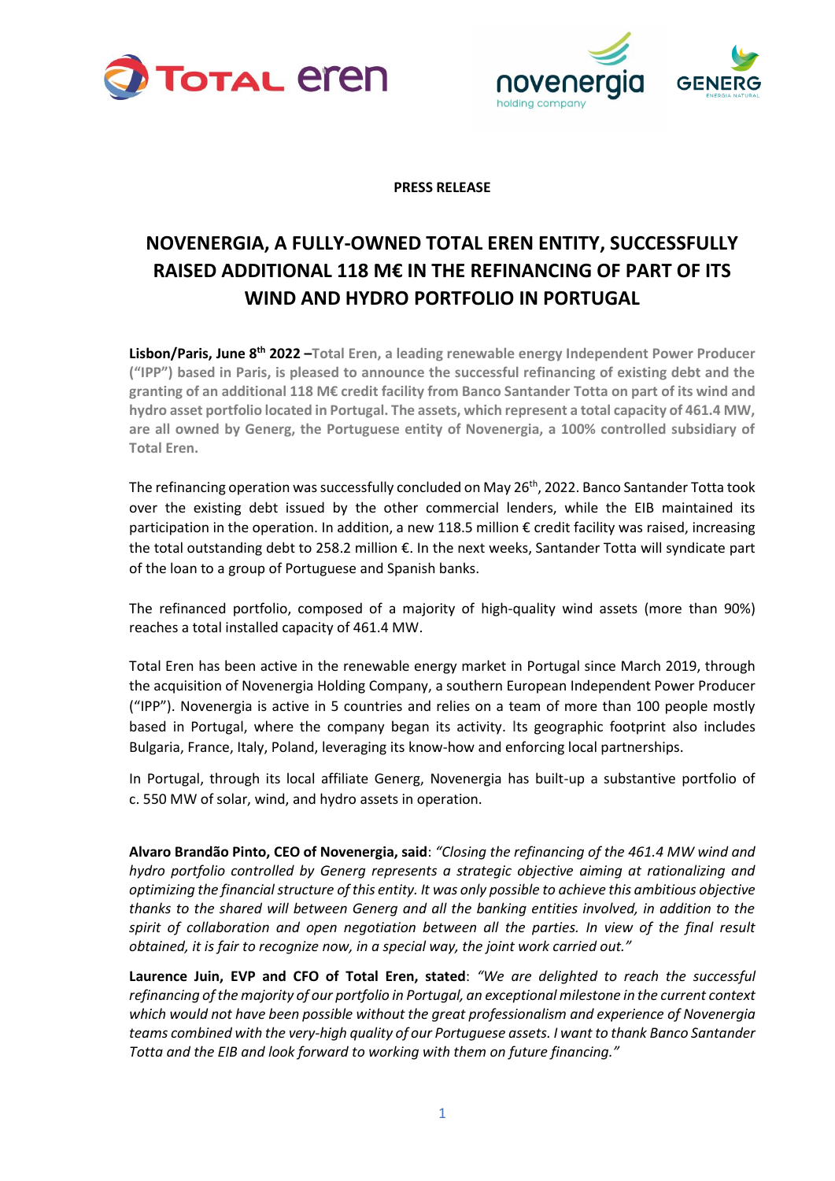**PRESS RELEASE**

# NOVENERGIA, A FULLY-OWNED TOTAL EREN ENTITY, SUCCESSFULLY RAISED ADDITIONAL 118 M€ IN THE REFINANCING OF PART OF ITS WIND AND HYDRO PORTFOLIO IN PORTUGAL

**Lisbon/Paris, June 8th 2022 –Total Eren, a leading renewable energy Independent Power Producer ("IPP") based in Paris, is pleased to announce the successful refinancing of existing debt and the granting of an additional 118 M€ credit facility from Banco Santander Totta on part of its wind and hydro asset portfolio located in Portugal. The assets, which represent a total capacity of 461.4 MW, are all owned by Generg, the Portuguese entity of Novenergia, a 100% controlled subsidiary of Total Eren.**

The refinancing operation was successfully concluded on May 26th, 2022. Banco Santander Totta took over the existing debt issued by the other commercial lenders, while the EIB maintained its participation in the operation. In addition, a new 118.5 million € credit facility was raised, increasing the total outstanding debt to 258.2 million €. In the next weeks, Santander Totta will syndicate part of the loan to a group of Portuguese and Spanish banks.

The refinanced portfolio, composed of a majority of high-quality wind assets (more than 90%) reaches a total installed capacity of 461.4 MW.

Total Eren has been active in the renewable energy market in Portugal since March 2019, through the acquisition of Novenergia Holding Company, a southern European Independent Power Producer ("IPP"). Novenergia is active in 5 countries and relies on a team of more than 100 people mostly based in Portugal, where the company began its activity. Its geographic footprint also includes Bulgaria, France, Italy, Poland, leveraging its know-how and enforcing local partnerships.

In Portugal, through its local affiliate Generg, Novenergia has built-up a substantive portfolio of c. 550 MW of solar, wind, and hydro assets in operation.

**Alvaro Brandão Pinto, CEO of Novenergia, said**: *"Closing the refinancing of the 461.4 MW wind and hydro portfolio controlled by Generg represents a strategic objective aiming at rationalizing and optimizing the financial structure of this entity. It was only possible to achieve this ambitious objective thanks to the shared will between Generg and all the banking entities involved, in addition to the spirit of collaboration and open negotiation between all the parties. In view of the final result obtained, it is fair to recognize now, in a special way, the joint work carried out."*

**Laurence Juin, EVP and CFO of Total Eren, stated**: *"We are delighted to reach the successful refinancing of the majority of our portfolio in Portugal, an exceptional milestone in the current context which would not have been possible without the great professionalism and experience of Novenergia teams combined with the very-high quality of our Portuguese assets. I want to thank Banco Santander Totta and the EIB and look forward to working with them on future financing."*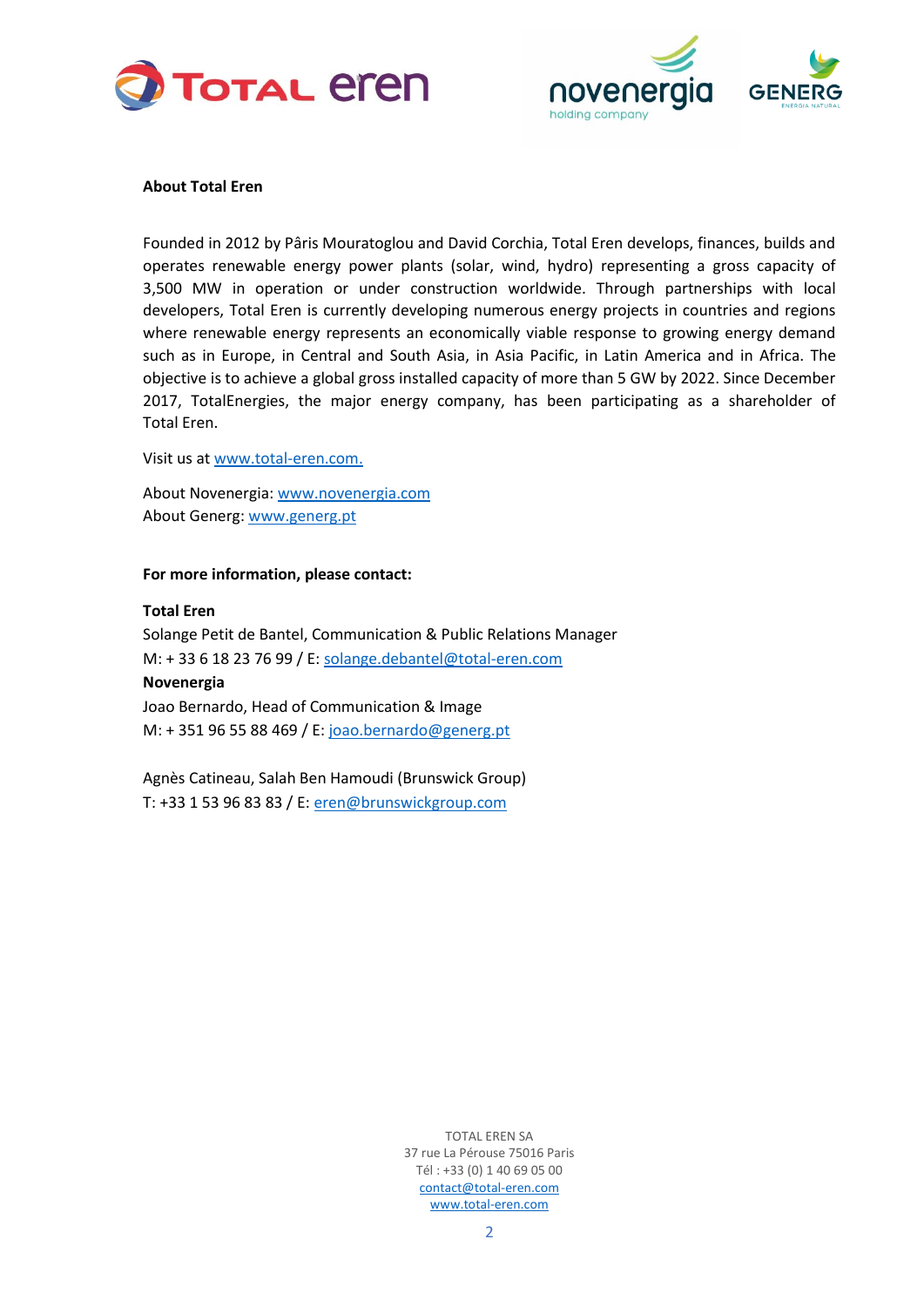**About Total Eren**

Founded in 2012 by Pâris Mouratoglou and David Corchia, Total Eren develops, finances, builds and operates renewable energy power plants (solar, wind, hydro) representing a gross capacity of 3,500 MW in operation or under construction worldwide. Through partnerships with local developers, Total Eren is currently developing numerous energy projects in countries and regions where renewable energy represents an economically viable response to growing energy demand such as in Europe, in Central and South Asia, in Asia Pacific, in Latin America and in Africa. The objective is to achieve a global gross installed capacity of more than 5 GW by 2022. Since December 2017, TotalEnergies, the major energy company, has been participating as a shareholder of Total Eren.

Visit us at www.total-eren.com.

About Novenergia: www.novenergia.com
About Generg: www.generg.pt

**For more information, please contact:**

**Total Eren**
Solange Petit de Bantel, Communication & Public Relations Manager
M: + 33 6 18 23 76 99 / E: solange.debantel@total-eren.com
**Novenergia**
Joao Bernardo, Head of Communication & Image
M: + 351 96 55 88 469 / E: joao.bernardo@generg.pt

Agnès Catineau, Salah Ben Hamoudi (Brunswick Group)
T: +33 1 53 96 83 83 / E: eren@brunswickgroup.com

TOTAL EREN SA
37 rue La Pérouse 75016 Paris
Tél : +33 (0) 1 40 69 05 00
contact@total-eren.com
www.total-eren.com